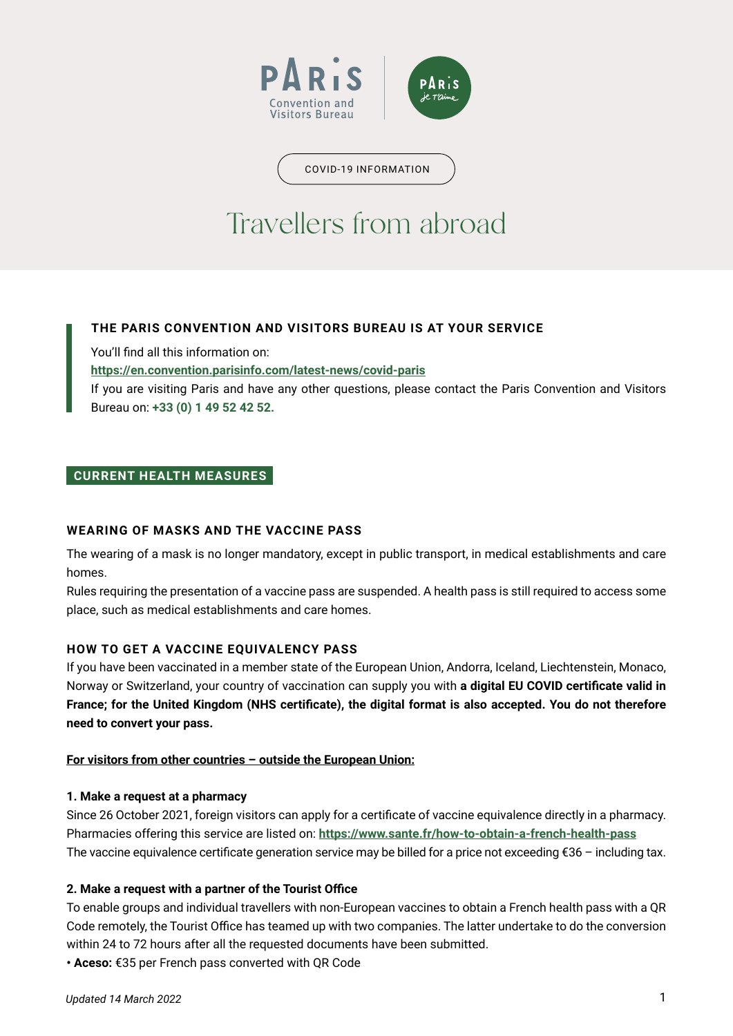PARIS Convention and Visitors Bureau

COVID-19 INFORMATION

# Travellers from abroad

**THE PARIS CONVENTION AND VISITORS BUREAU IS AT YOUR SERVICE**

You'll find all this information on:
**https://en.convention.parisinfo.com/latest-news/covid-paris**
If you are visiting Paris and have any other questions, please contact the Paris Convention and Visitors Bureau on: **+33 (0) 1 49 52 42 52.**

## CURRENT HEALTH MEASURES

### WEARING OF MASKS AND THE VACCINE PASS

The wearing of a mask is no longer mandatory, except in public transport, in medical establishments and care homes.
Rules requiring the presentation of a vaccine pass are suspended. A health pass is still required to access some place, such as medical establishments and care homes.

### HOW TO GET A VACCINE EQUIVALENCY PASS

If you have been vaccinated in a member state of the European Union, Andorra, Iceland, Liechtenstein, Monaco, Norway or Switzerland, your country of vaccination can supply you with **a digital EU COVID certificate valid in France; for the United Kingdom (NHS certificate), the digital format is also accepted. You do not therefore need to convert your pass.**

**For visitors from other countries – outside the European Union:**

**1. Make a request at a pharmacy**
Since 26 October 2021, foreign visitors can apply for a certificate of vaccine equivalence directly in a pharmacy. Pharmacies offering this service are listed on: **https://www.sante.fr/how-to-obtain-a-french-health-pass**
The vaccine equivalence certificate generation service may be billed for a price not exceeding €36 – including tax.

**2. Make a request with a partner of the Tourist Office**
To enable groups and individual travellers with non-European vaccines to obtain a French health pass with a QR Code remotely, the Tourist Office has teamed up with two companies. The latter undertake to do the conversion within 24 to 72 hours after all the requested documents have been submitted.

- **Aceso:** €35 per French pass converted with QR Code

*Updated 14 March 2022*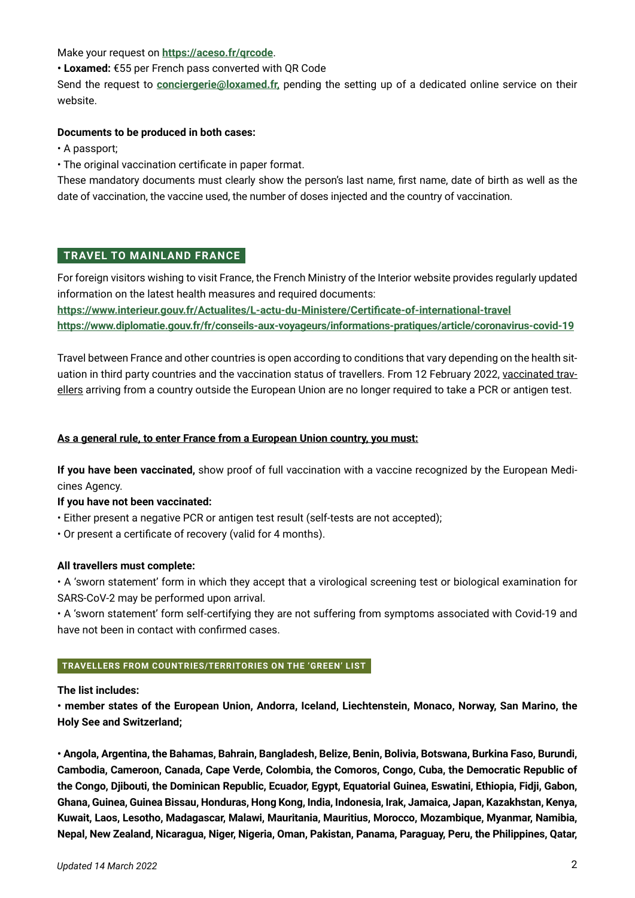Make your request on **https://aceso.fr/qrcode**.

• **Loxamed:** €55 per French pass converted with QR Code

Send the request to **conciergerie@loxamed.fr,** pending the setting up of a dedicated online service on their website.

**Documents to be produced in both cases:**

• A passport;

• The original vaccination certificate in paper format.

These mandatory documents must clearly show the person's last name, first name, date of birth as well as the date of vaccination, the vaccine used, the number of doses injected and the country of vaccination.

## TRAVEL TO MAINLAND FRANCE

For foreign visitors wishing to visit France, the French Ministry of the Interior website provides regularly updated information on the latest health measures and required documents:

**https://www.interieur.gouv.fr/Actualites/L-actu-du-Ministere/Certificate-of-international-travel**

**https://www.diplomatie.gouv.fr/fr/conseils-aux-voyageurs/informations-pratiques/article/coronavirus-covid-19**

Travel between France and other countries is open according to conditions that vary depending on the health situation in third party countries and the vaccination status of travellers. From 12 February 2022, vaccinated travellers arriving from a country outside the European Union are no longer required to take a PCR or antigen test.

**As a general rule, to enter France from a European Union country, you must:**

**If you have been vaccinated,** show proof of full vaccination with a vaccine recognized by the European Medicines Agency.

**If you have not been vaccinated:**

• Either present a negative PCR or antigen test result (self-tests are not accepted);

• Or present a certificate of recovery (valid for 4 months).

**All travellers must complete:**

• A 'sworn statement' form in which they accept that a virological screening test or biological examination for SARS-CoV-2 may be performed upon arrival.

• A 'sworn statement' form self-certifying they are not suffering from symptoms associated with Covid-19 and have not been in contact with confirmed cases.

### TRAVELLERS FROM COUNTRIES/TERRITORIES ON THE 'GREEN' LIST

**The list includes:**

**• member states of the European Union, Andorra, Iceland, Liechtenstein, Monaco, Norway, San Marino, the Holy See and Switzerland;**

**• Angola, Argentina, the Bahamas, Bahrain, Bangladesh, Belize, Benin, Bolivia, Botswana, Burkina Faso, Burundi, Cambodia, Cameroon, Canada, Cape Verde, Colombia, the Comoros, Congo, Cuba, the Democratic Republic of the Congo, Djibouti, the Dominican Republic, Ecuador, Egypt, Equatorial Guinea, Eswatini, Ethiopia, Fidji, Gabon, Ghana, Guinea, Guinea Bissau, Honduras, Hong Kong, India, Indonesia, Irak, Jamaica, Japan, Kazakhstan, Kenya, Kuwait, Laos, Lesotho, Madagascar, Malawi, Mauritania, Mauritius, Morocco, Mozambique, Myanmar, Namibia, Nepal, New Zealand, Nicaragua, Niger, Nigeria, Oman, Pakistan, Panama, Paraguay, Peru, the Philippines, Qatar,**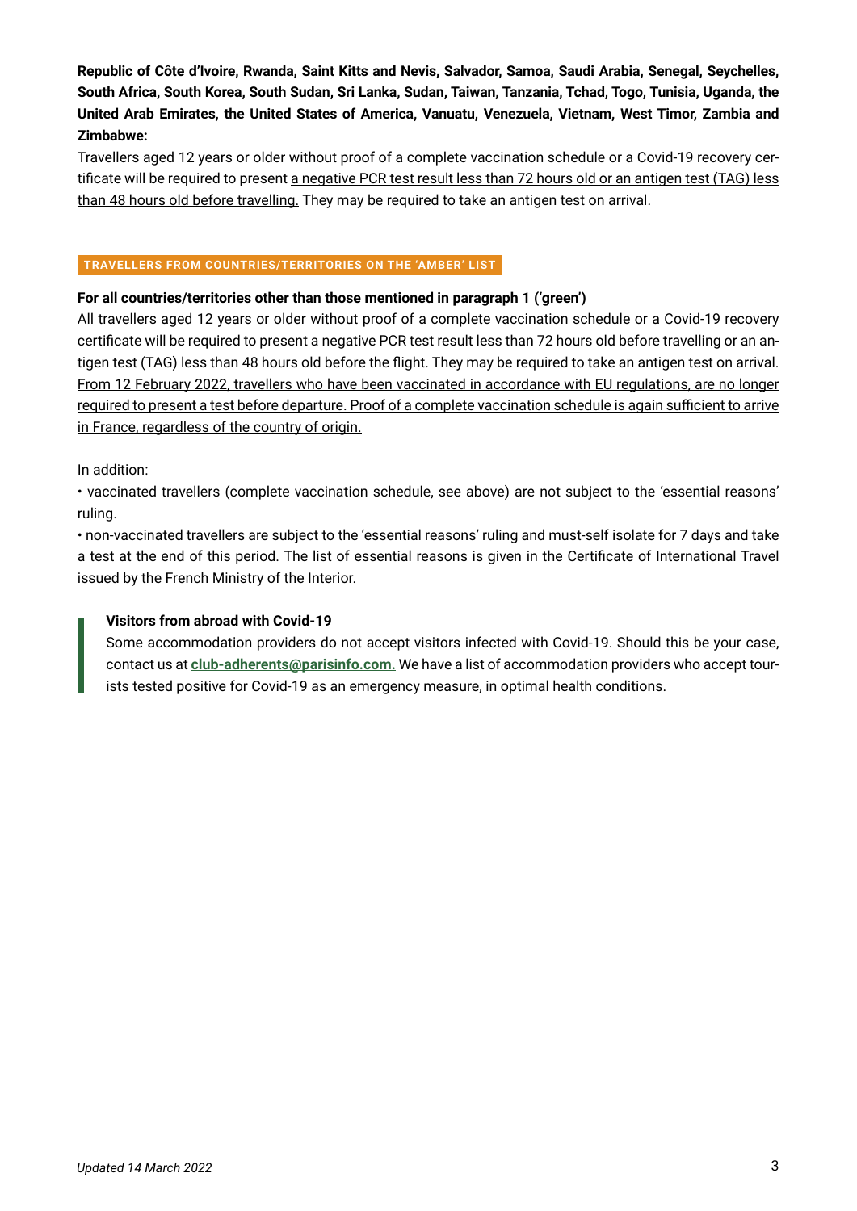**Republic of Côte d'Ivoire, Rwanda, Saint Kitts and Nevis, Salvador, Samoa, Saudi Arabia, Senegal, Seychelles, South Africa, South Korea, South Sudan, Sri Lanka, Sudan, Taiwan, Tanzania, Tchad, Togo, Tunisia, Uganda, the United Arab Emirates, the United States of America, Vanuatu, Venezuela, Vietnam, West Timor, Zambia and Zimbabwe:**

Travellers aged 12 years or older without proof of a complete vaccination schedule or a Covid-19 recovery certificate will be required to present <u>a negative PCR test result less than 72 hours old or an antigen test (TAG) less than 48 hours old before travelling.</u> They may be required to take an antigen test on arrival.

## TRAVELLERS FROM COUNTRIES/TERRITORIES ON THE 'AMBER' LIST

**For all countries/territories other than those mentioned in paragraph 1 ('green')**

All travellers aged 12 years or older without proof of a complete vaccination schedule or a Covid-19 recovery certificate will be required to present a negative PCR test result less than 72 hours old before travelling or an antigen test (TAG) less than 48 hours old before the flight. They may be required to take an antigen test on arrival. <u>From 12 February 2022, travellers who have been vaccinated in accordance with EU regulations, are no longer required to present a test before departure. Proof of a complete vaccination schedule is again sufficient to arrive in France, regardless of the country of origin.</u>

In addition:

- vaccinated travellers (complete vaccination schedule, see above) are not subject to the 'essential reasons' ruling.
- non-vaccinated travellers are subject to the 'essential reasons' ruling and must-self isolate for 7 days and take a test at the end of this period. The list of essential reasons is given in the Certificate of International Travel issued by the French Ministry of the Interior.

> **Visitors from abroad with Covid-19**
>
> Some accommodation providers do not accept visitors infected with Covid-19. Should this be your case, contact us at **club-adherents@parisinfo.com.** We have a list of accommodation providers who accept tourists tested positive for Covid-19 as an emergency measure, in optimal health conditions.

*Updated 14 March 2022*